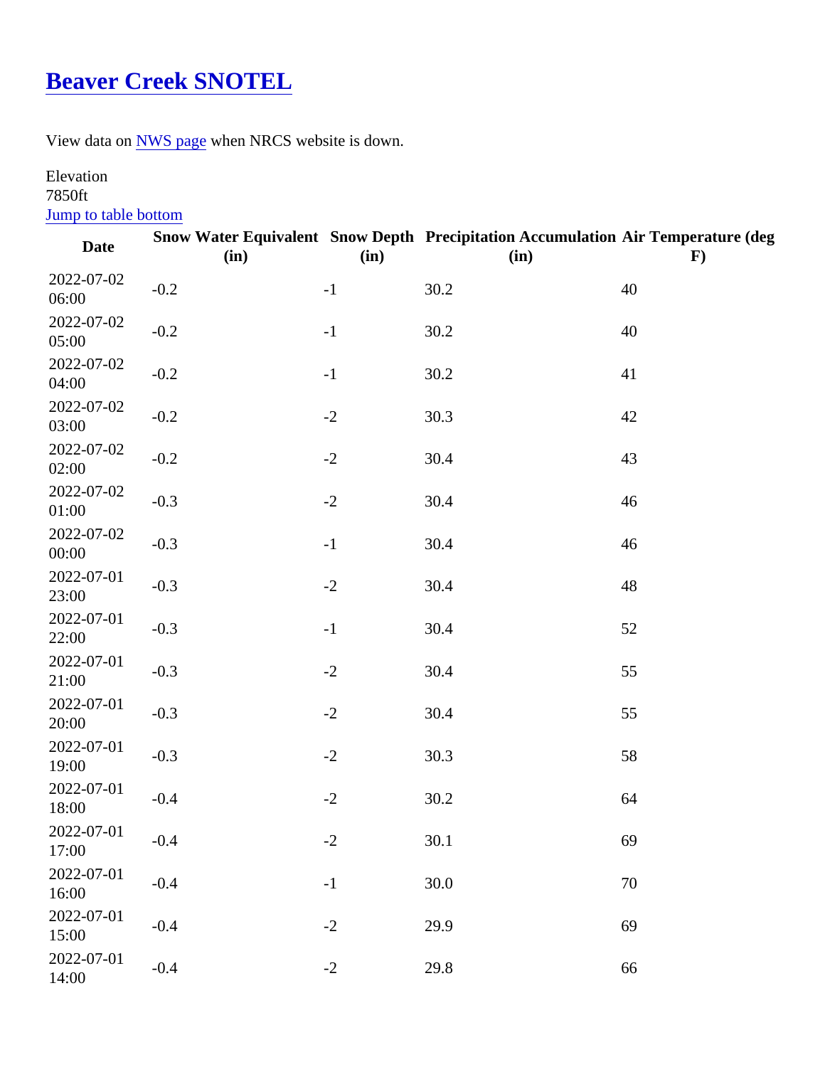# [Beaver Creek SNOTEL]

View data on [NWS page] when NRCS website is down.

Elevation
7850ft
[Jump to table bottom]

| Date | Snow Water Equivalent (in) | Snow Depth (in) | Precipitation Accumulation (in) | Air Temperature (deg F) |
|---|---|---|---|---|
| 2022-07-02 06:00 | -0.2 | -1 | 30.2 | 40 |
| 2022-07-02 05:00 | -0.2 | -1 | 30.2 | 40 |
| 2022-07-02 04:00 | -0.2 | -1 | 30.2 | 41 |
| 2022-07-02 03:00 | -0.2 | -2 | 30.3 | 42 |
| 2022-07-02 02:00 | -0.2 | -2 | 30.4 | 43 |
| 2022-07-02 01:00 | -0.3 | -2 | 30.4 | 46 |
| 2022-07-02 00:00 | -0.3 | -1 | 30.4 | 46 |
| 2022-07-01 23:00 | -0.3 | -2 | 30.4 | 48 |
| 2022-07-01 22:00 | -0.3 | -1 | 30.4 | 52 |
| 2022-07-01 21:00 | -0.3 | -2 | 30.4 | 55 |
| 2022-07-01 20:00 | -0.3 | -2 | 30.4 | 55 |
| 2022-07-01 19:00 | -0.3 | -2 | 30.3 | 58 |
| 2022-07-01 18:00 | -0.4 | -2 | 30.2 | 64 |
| 2022-07-01 17:00 | -0.4 | -2 | 30.1 | 69 |
| 2022-07-01 16:00 | -0.4 | -1 | 30.0 | 70 |
| 2022-07-01 15:00 | -0.4 | -2 | 29.9 | 69 |
| 2022-07-01 14:00 | -0.4 | -2 | 29.8 | 66 |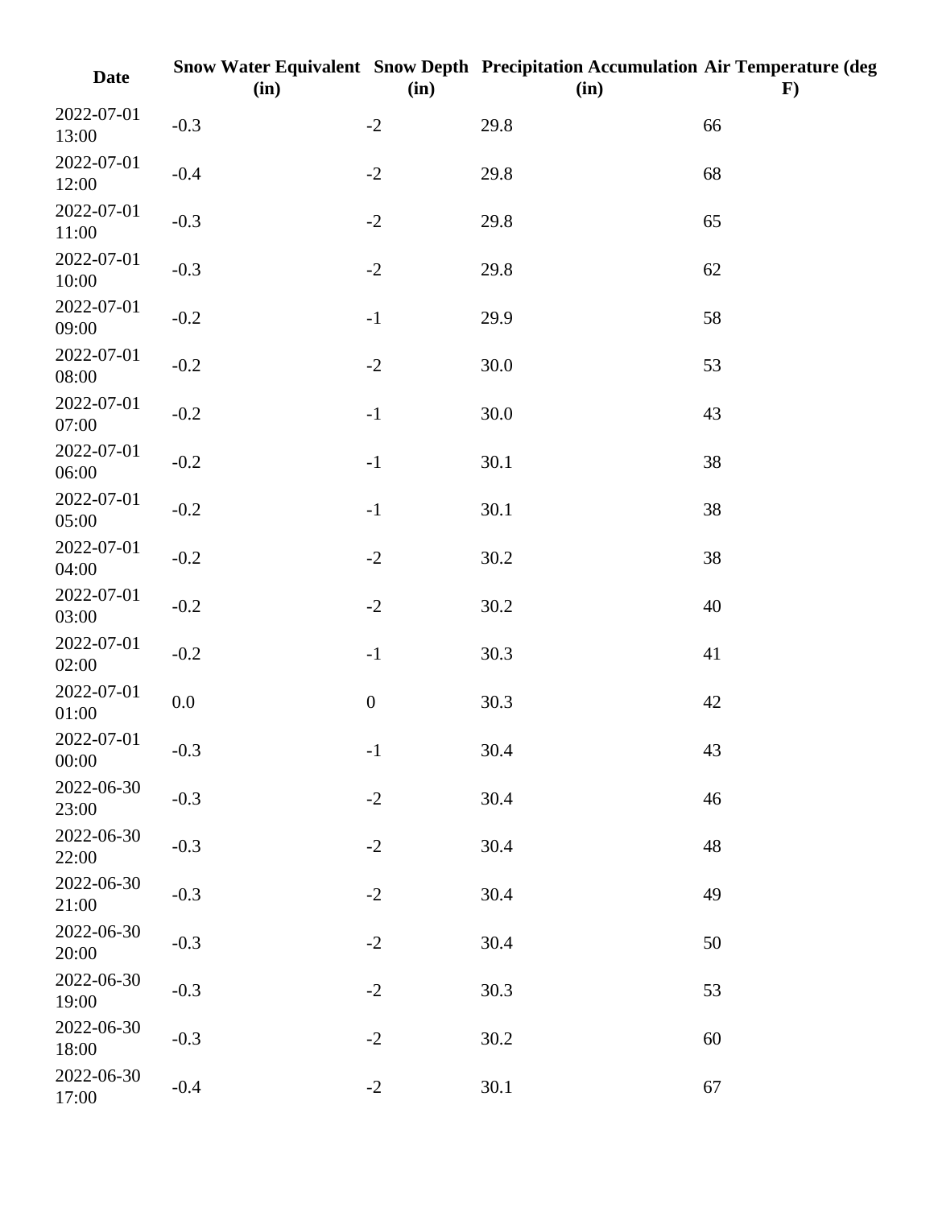| Date | Snow Water Equivalent (in) | Snow Depth (in) | Precipitation Accumulation (in) | Air Temperature (deg F) |
|---|---|---|---|---|
| 2022-07-01 13:00 | -0.3 | -2 | 29.8 | 66 |
| 2022-07-01 12:00 | -0.4 | -2 | 29.8 | 68 |
| 2022-07-01 11:00 | -0.3 | -2 | 29.8 | 65 |
| 2022-07-01 10:00 | -0.3 | -2 | 29.8 | 62 |
| 2022-07-01 09:00 | -0.2 | -1 | 29.9 | 58 |
| 2022-07-01 08:00 | -0.2 | -2 | 30.0 | 53 |
| 2022-07-01 07:00 | -0.2 | -1 | 30.0 | 43 |
| 2022-07-01 06:00 | -0.2 | -1 | 30.1 | 38 |
| 2022-07-01 05:00 | -0.2 | -1 | 30.1 | 38 |
| 2022-07-01 04:00 | -0.2 | -2 | 30.2 | 38 |
| 2022-07-01 03:00 | -0.2 | -2 | 30.2 | 40 |
| 2022-07-01 02:00 | -0.2 | -1 | 30.3 | 41 |
| 2022-07-01 01:00 | 0.0 | 0 | 30.3 | 42 |
| 2022-07-01 00:00 | -0.3 | -1 | 30.4 | 43 |
| 2022-06-30 23:00 | -0.3 | -2 | 30.4 | 46 |
| 2022-06-30 22:00 | -0.3 | -2 | 30.4 | 48 |
| 2022-06-30 21:00 | -0.3 | -2 | 30.4 | 49 |
| 2022-06-30 20:00 | -0.3 | -2 | 30.4 | 50 |
| 2022-06-30 19:00 | -0.3 | -2 | 30.3 | 53 |
| 2022-06-30 18:00 | -0.3 | -2 | 30.2 | 60 |
| 2022-06-30 17:00 | -0.4 | -2 | 30.1 | 67 |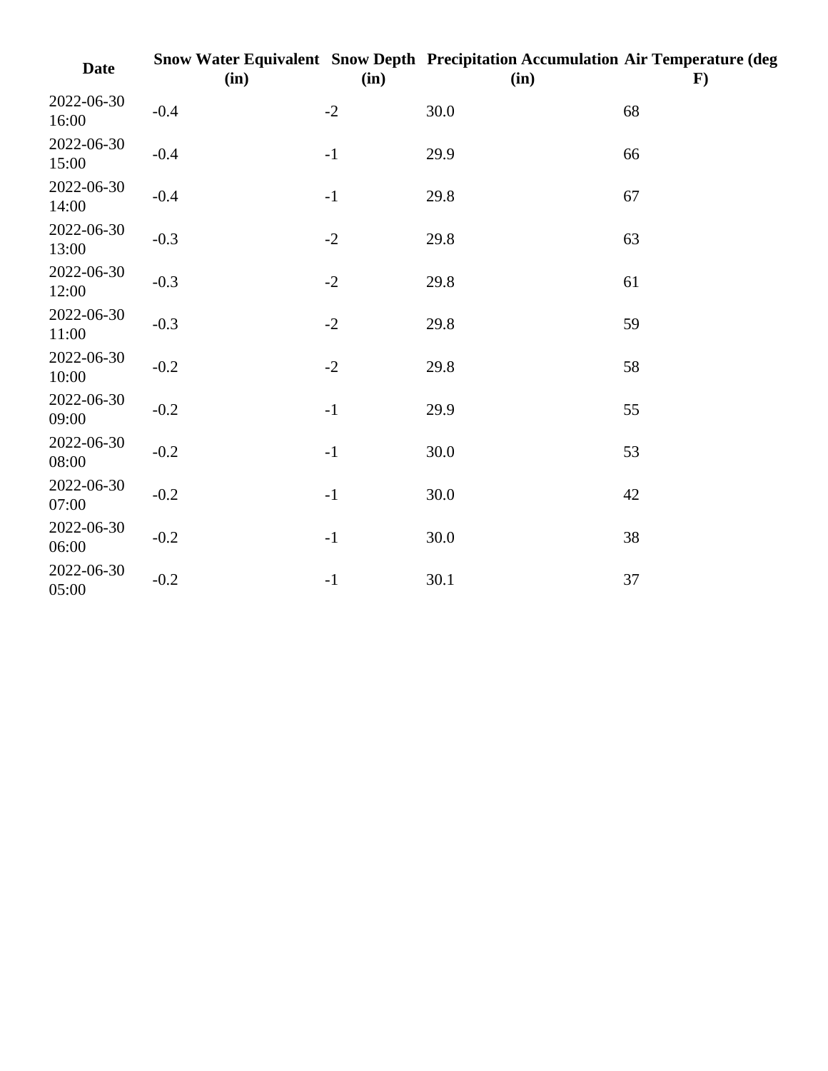| Date | Snow Water Equivalent (in) | Snow Depth (in) | Precipitation Accumulation (in) | Air Temperature (deg F) |
|---|---|---|---|---|
| 2022-06-30 16:00 | -0.4 | -2 | 30.0 | 68 |
| 2022-06-30 15:00 | -0.4 | -1 | 29.9 | 66 |
| 2022-06-30 14:00 | -0.4 | -1 | 29.8 | 67 |
| 2022-06-30 13:00 | -0.3 | -2 | 29.8 | 63 |
| 2022-06-30 12:00 | -0.3 | -2 | 29.8 | 61 |
| 2022-06-30 11:00 | -0.3 | -2 | 29.8 | 59 |
| 2022-06-30 10:00 | -0.2 | -2 | 29.8 | 58 |
| 2022-06-30 09:00 | -0.2 | -1 | 29.9 | 55 |
| 2022-06-30 08:00 | -0.2 | -1 | 30.0 | 53 |
| 2022-06-30 07:00 | -0.2 | -1 | 30.0 | 42 |
| 2022-06-30 06:00 | -0.2 | -1 | 30.0 | 38 |
| 2022-06-30 05:00 | -0.2 | -1 | 30.1 | 37 |